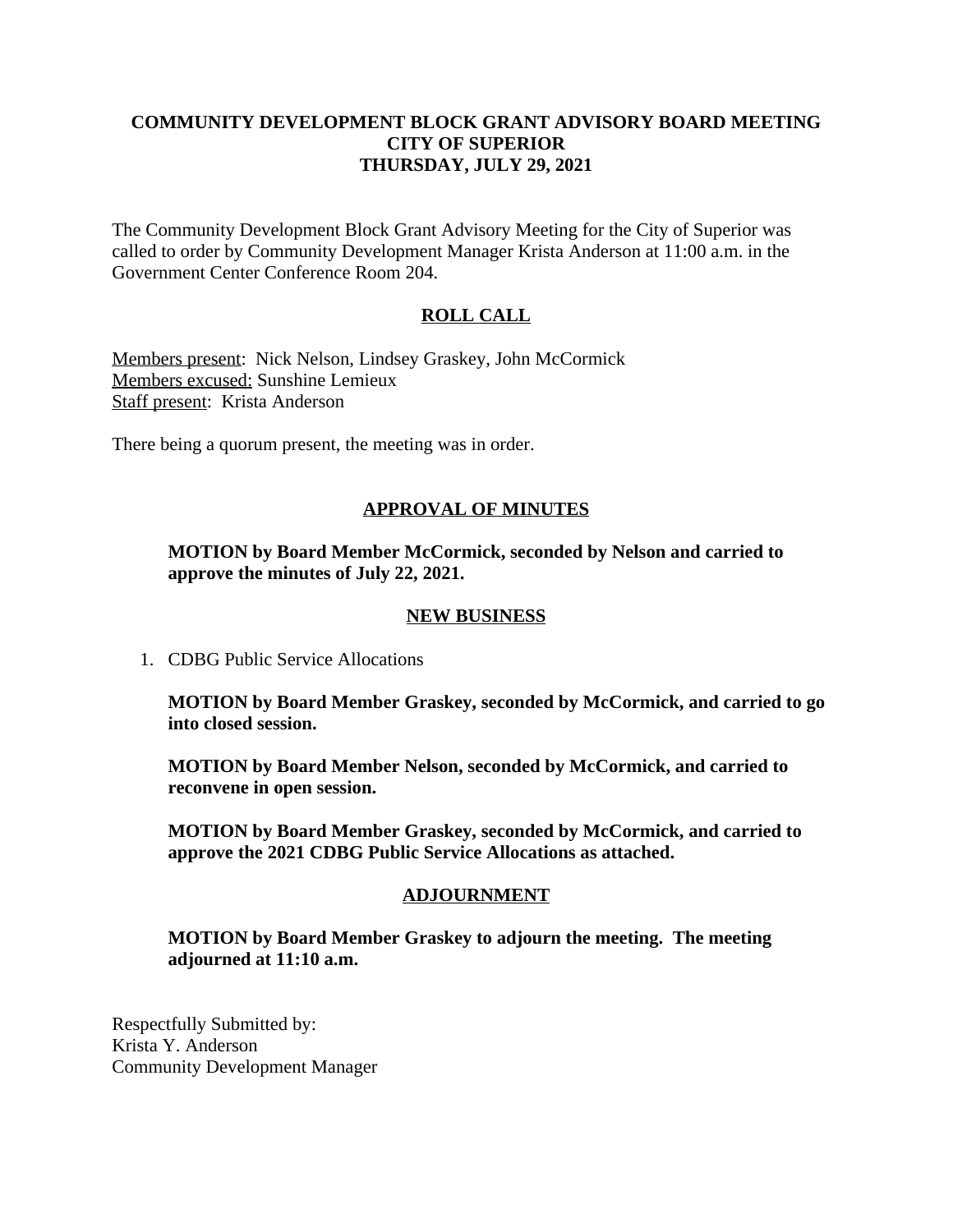# COMMUNITY DEVELOPMENT BLOCK GRANT ADVISORY BOARD MEETING
# CITY OF SUPERIOR
# THURSDAY, JULY 29, 2021

The Community Development Block Grant Advisory Meeting for the City of Superior was called to order by Community Development Manager Krista Anderson at 11:00 a.m. in the Government Center Conference Room 204.

## ROLL CALL

Members present: Nick Nelson, Lindsey Graskey, John McCormick
Members excused: Sunshine Lemieux
Staff present: Krista Anderson

There being a quorum present, the meeting was in order.

## APPROVAL OF MINUTES

**MOTION by Board Member McCormick, seconded by Nelson and carried to approve the minutes of July 22, 2021.**

## NEW BUSINESS

1. CDBG Public Service Allocations

   **MOTION by Board Member Graskey, seconded by McCormick, and carried to go into closed session.**

   **MOTION by Board Member Nelson, seconded by McCormick, and carried to reconvene in open session.**

   **MOTION by Board Member Graskey, seconded by McCormick, and carried to approve the 2021 CDBG Public Service Allocations as attached.**

## ADJOURNMENT

**MOTION by Board Member Graskey to adjourn the meeting. The meeting adjourned at 11:10 a.m.**

Respectfully Submitted by:
Krista Y. Anderson
Community Development Manager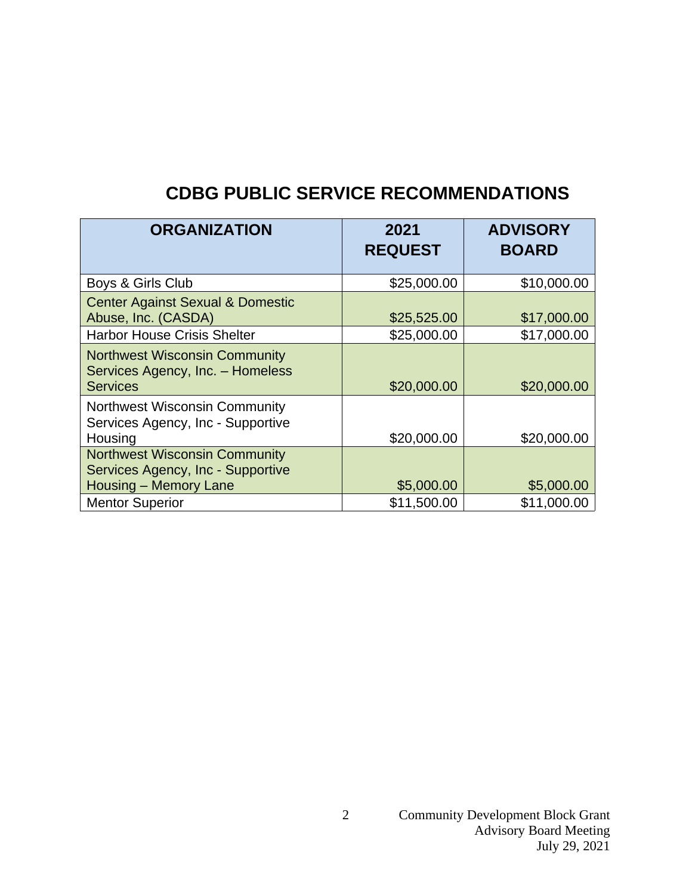# CDBG PUBLIC SERVICE RECOMMENDATIONS

| ORGANIZATION | 2021 REQUEST | ADVISORY BOARD |
|---|---|---|
| Boys & Girls Club | $25,000.00 | $10,000.00 |
| Center Against Sexual & Domestic Abuse, Inc. (CASDA) | $25,525.00 | $17,000.00 |
| Harbor House Crisis Shelter | $25,000.00 | $17,000.00 |
| Northwest Wisconsin Community Services Agency, Inc. – Homeless Services | $20,000.00 | $20,000.00 |
| Northwest Wisconsin Community Services Agency, Inc - Supportive Housing | $20,000.00 | $20,000.00 |
| Northwest Wisconsin Community Services Agency, Inc - Supportive Housing – Memory Lane | $5,000.00 | $5,000.00 |
| Mentor Superior | $11,500.00 | $11,000.00 |